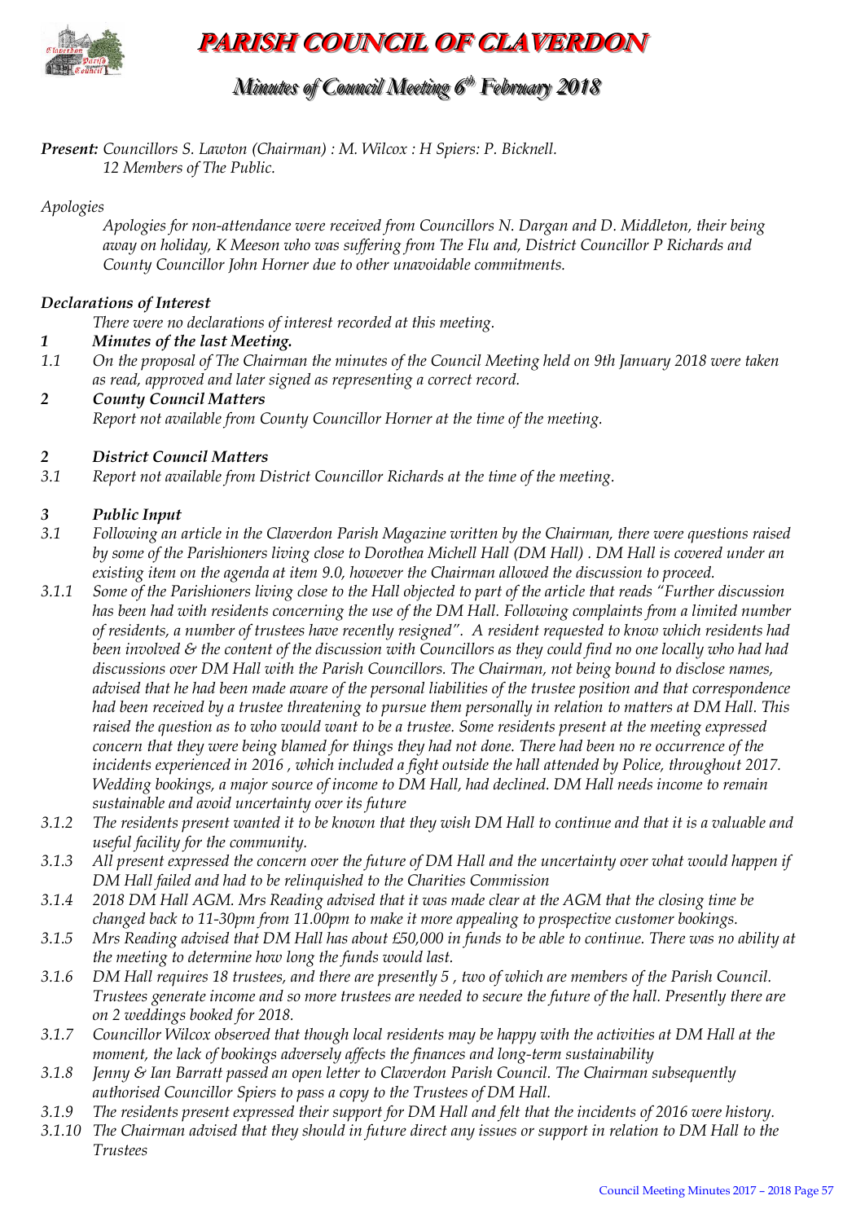# PARISH COUNCIL OF CLAVERDON

## Minutes of Council Meeting 6th February 2018

***Present:*** *Councillors S. Lawton (Chairman) : M. Wilcox : H Spiers: P. Bicknell.*
*12 Members of The Public.*

*Apologies*

*Apologies for non-attendance were received from Councillors N. Dargan and D. Middleton, their being away on holiday, K Meeson who was suffering from The Flu and, District Councillor P Richards and County Councillor John Horner due to other unavoidable commitments.*

***Declarations of Interest***

*There were no declarations of interest recorded at this meeting.*

***1 Minutes of the last Meeting.***

*1.1 On the proposal of The Chairman the minutes of the Council Meeting held on 9th January 2018 were taken as read, approved and later signed as representing a correct record.*

***2 County Council Matters***

*Report not available from County Councillor Horner at the time of the meeting.*

***2 District Council Matters***

*3.1 Report not available from District Councillor Richards at the time of the meeting.*

***3 Public Input***

*3.1 Following an article in the Claverdon Parish Magazine written by the Chairman, there were questions raised by some of the Parishioners living close to Dorothea Michell Hall (DM Hall) . DM Hall is covered under an existing item on the agenda at item 9.0, however the Chairman allowed the discussion to proceed.*

*3.1.1 Some of the Parishioners living close to the Hall objected to part of the article that reads "Further discussion has been had with residents concerning the use of the DM Hall. Following complaints from a limited number of residents, a number of trustees have recently resigned". A resident requested to know which residents had been involved & the content of the discussion with Councillors as they could find no one locally who had had discussions over DM Hall with the Parish Councillors. The Chairman, not being bound to disclose names, advised that he had been made aware of the personal liabilities of the trustee position and that correspondence had been received by a trustee threatening to pursue them personally in relation to matters at DM Hall. This raised the question as to who would want to be a trustee. Some residents present at the meeting expressed concern that they were being blamed for things they had not done. There had been no re occurrence of the incidents experienced in 2016 , which included a fight outside the hall attended by Police, throughout 2017. Wedding bookings, a major source of income to DM Hall, had declined. DM Hall needs income to remain sustainable and avoid uncertainty over its future*

*3.1.2 The residents present wanted it to be known that they wish DM Hall to continue and that it is a valuable and useful facility for the community.*

*3.1.3 All present expressed the concern over the future of DM Hall and the uncertainty over what would happen if DM Hall failed and had to be relinquished to the Charities Commission*

*3.1.4 2018 DM Hall AGM. Mrs Reading advised that it was made clear at the AGM that the closing time be changed back to 11-30pm from 11.00pm to make it more appealing to prospective customer bookings.*

*3.1.5 Mrs Reading advised that DM Hall has about £50,000 in funds to be able to continue. There was no ability at the meeting to determine how long the funds would last.*

*3.1.6 DM Hall requires 18 trustees, and there are presently 5 , two of which are members of the Parish Council. Trustees generate income and so more trustees are needed to secure the future of the hall. Presently there are on 2 weddings booked for 2018.*

*3.1.7 Councillor Wilcox observed that though local residents may be happy with the activities at DM Hall at the moment, the lack of bookings adversely affects the finances and long-term sustainability*

*3.1.8 Jenny & Ian Barratt passed an open letter to Claverdon Parish Council. The Chairman subsequently authorised Councillor Spiers to pass a copy to the Trustees of DM Hall.*

*3.1.9 The residents present expressed their support for DM Hall and felt that the incidents of 2016 were history.*

*3.1.10 The Chairman advised that they should in future direct any issues or support in relation to DM Hall to the Trustees*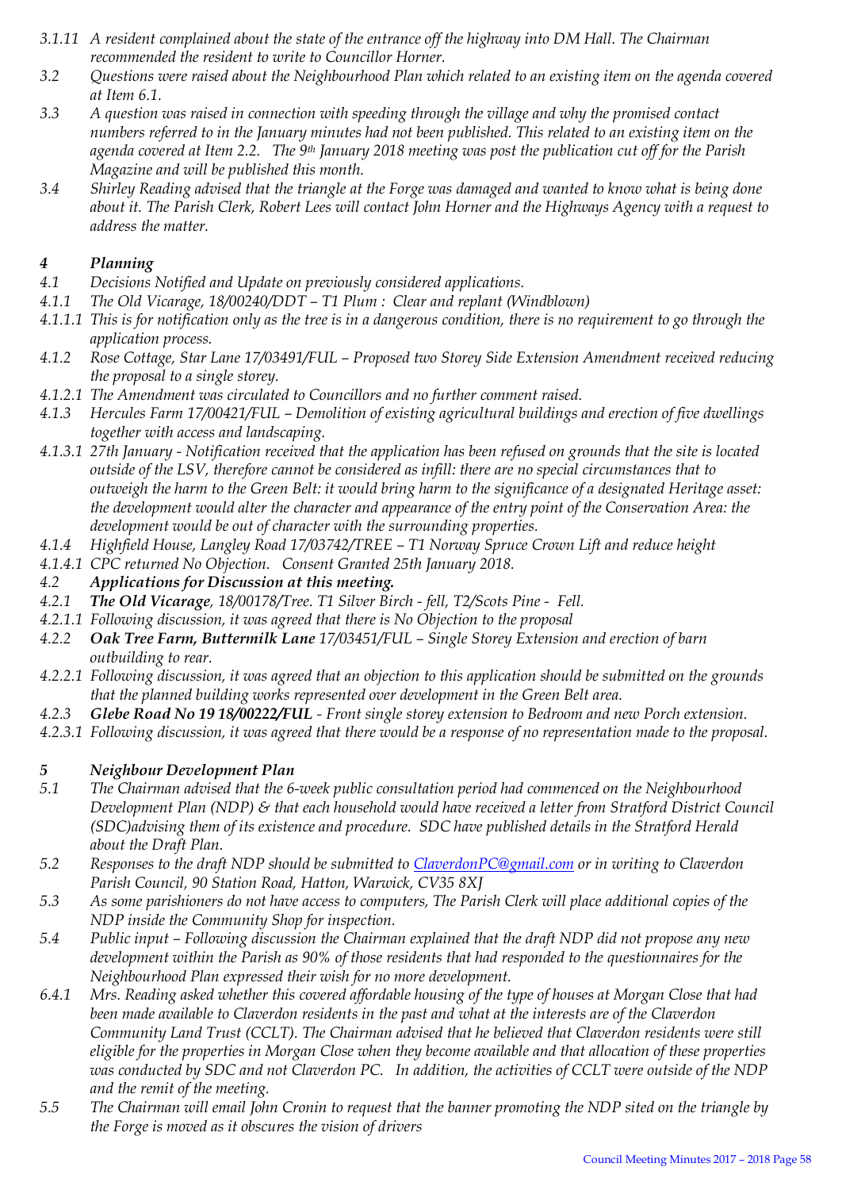*3.1.11 A resident complained about the state of the entrance off the highway into DM Hall. The Chairman recommended the resident to write to Councillor Horner.*

*3.2 Questions were raised about the Neighbourhood Plan which related to an existing item on the agenda covered at Item 6.1.*

*3.3 A question was raised in connection with speeding through the village and why the promised contact numbers referred to in the January minutes had not been published. This related to an existing item on the agenda covered at Item 2.2. The 9th January 2018 meeting was post the publication cut off for the Parish Magazine and will be published this month.*

*3.4 Shirley Reading advised that the triangle at the Forge was damaged and wanted to know what is being done about it. The Parish Clerk, Robert Lees will contact John Horner and the Highways Agency with a request to address the matter.*

## *4 Planning*

*4.1 Decisions Notified and Update on previously considered applications.*

*4.1.1 The Old Vicarage, 18/00240/DDT – T1 Plum : Clear and replant (Windblown)*

*4.1.1.1 This is for notification only as the tree is in a dangerous condition, there is no requirement to go through the application process.*

*4.1.2 Rose Cottage, Star Lane 17/03491/FUL – Proposed two Storey Side Extension Amendment received reducing the proposal to a single storey.*

*4.1.2.1 The Amendment was circulated to Councillors and no further comment raised.*

*4.1.3 Hercules Farm 17/00421/FUL – Demolition of existing agricultural buildings and erection of five dwellings together with access and landscaping.*

*4.1.3.1 27th January - Notification received that the application has been refused on grounds that the site is located outside of the LSV, therefore cannot be considered as infill: there are no special circumstances that to outweigh the harm to the Green Belt: it would bring harm to the significance of a designated Heritage asset: the development would alter the character and appearance of the entry point of the Conservation Area: the development would be out of character with the surrounding properties.*

*4.1.4 Highfield House, Langley Road 17/03742/TREE – T1 Norway Spruce Crown Lift and reduce height*

*4.1.4.1 CPC returned No Objection. Consent Granted 25th January 2018.*

***4.2 Applications for Discussion at this meeting.***

*4.2.1 **The Old Vicarage**, 18/00178/Tree. T1 Silver Birch - fell, T2/Scots Pine - Fell.*

*4.2.1.1 Following discussion, it was agreed that there is No Objection to the proposal*

*4.2.2 **Oak Tree Farm, Buttermilk Lane** 17/03451/FUL – Single Storey Extension and erection of barn outbuilding to rear.*

*4.2.2.1 Following discussion, it was agreed that an objection to this application should be submitted on the grounds that the planned building works represent over development in the Green Belt area.*

*4.2.3 **Glebe Road No 19 18/00222/FUL** - Front single storey extension to Bedroom and new Porch extension.*

*4.2.3.1 Following discussion, it was agreed that there would be a response of no representation made to the proposal.*

## *5 Neighbour Development Plan*

*5.1 The Chairman advised that the 6-week public consultation period had commenced on the Neighbourhood Development Plan (NDP) & that each household would have received a letter from Stratford District Council (SDC)advising them of its existence and procedure. SDC have published details in the Stratford Herald about the Draft Plan.*

*5.2 Responses to the draft NDP should be submitted to ClaverdonPC@gmail.com or in writing to Claverdon Parish Council, 90 Station Road, Hatton, Warwick, CV35 8XJ*

*5.3 As some parishioners do not have access to computers, The Parish Clerk will place additional copies of the NDP inside the Community Shop for inspection.*

*5.4 Public input – Following discussion the Chairman explained that the draft NDP did not propose any new development within the Parish as 90% of those residents that had responded to the questionnaires for the Neighbourhood Plan expressed their wish for no more development.*

*6.4.1 Mrs. Reading asked whether this covered affordable housing of the type of houses at Morgan Close that had been made available to Claverdon residents in the past and what at the interests are of the Claverdon Community Land Trust (CCLT). The Chairman advised that he believed that Claverdon residents were still eligible for the properties in Morgan Close when they become available and that allocation of these properties was conducted by SDC and not Claverdon PC. In addition, the activities of CCLT were outside of the NDP and the remit of the meeting.*

*5.5 The Chairman will email John Cronin to request that the banner promoting the NDP sited on the triangle by the Forge is moved as it obscures the vision of drivers*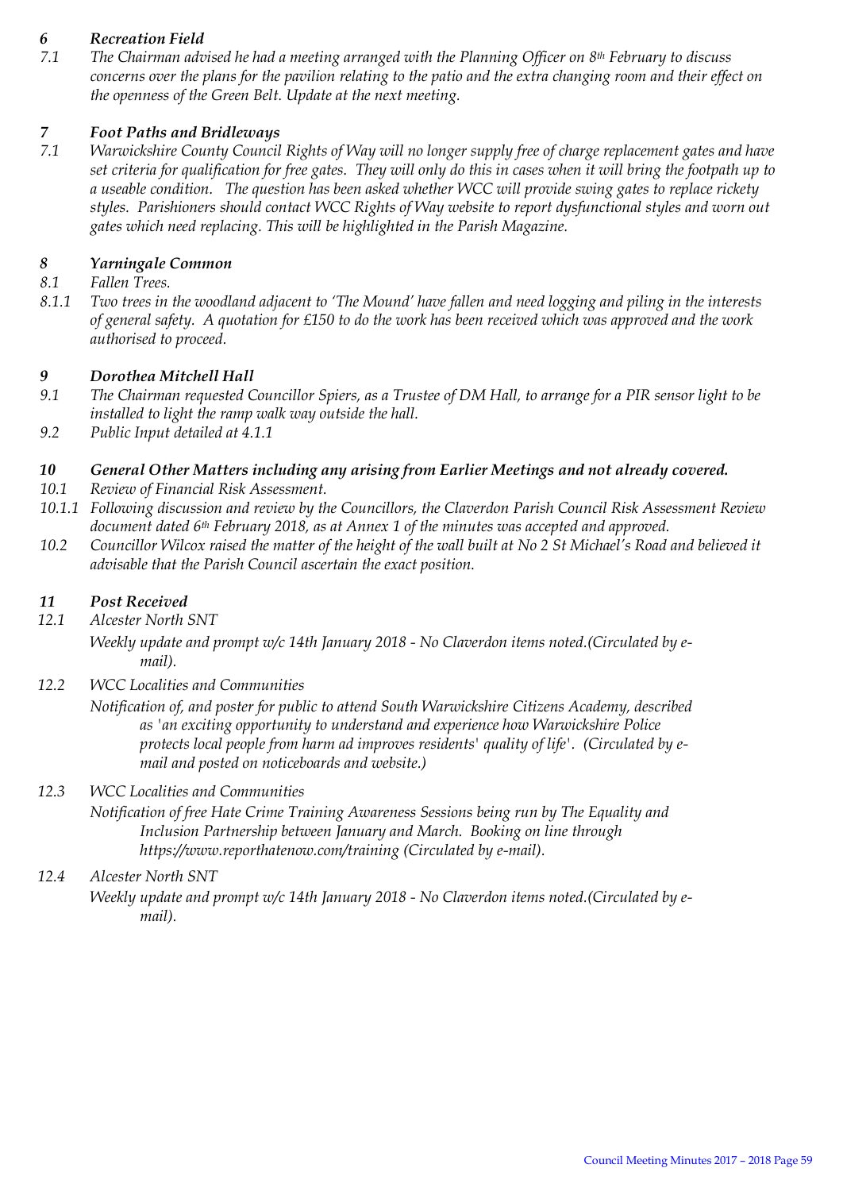### *6 Recreation Field*

*7.1 The Chairman advised he had a meeting arranged with the Planning Officer on 8th February to discuss concerns over the plans for the pavilion relating to the patio and the extra changing room and their effect on the openness of the Green Belt. Update at the next meeting.*

### *7 Foot Paths and Bridleways*

*7.1 Warwickshire County Council Rights of Way will no longer supply free of charge replacement gates and have set criteria for qualification for free gates. They will only do this in cases when it will bring the footpath up to a useable condition. The question has been asked whether WCC will provide swing gates to replace rickety styles. Parishioners should contact WCC Rights of Way website to report dysfunctional styles and worn out gates which need replacing. This will be highlighted in the Parish Magazine.*

### *8 Yarningale Common*

*8.1 Fallen Trees.*

*8.1.1 Two trees in the woodland adjacent to 'The Mound' have fallen and need logging and piling in the interests of general safety. A quotation for £150 to do the work has been received which was approved and the work authorised to proceed.*

### *9 Dorothea Mitchell Hall*

*9.1 The Chairman requested Councillor Spiers, as a Trustee of DM Hall, to arrange for a PIR sensor light to be installed to light the ramp walk way outside the hall.*

*9.2 Public Input detailed at 4.1.1*

### *10 General Other Matters including any arising from Earlier Meetings and not already covered.*

*10.1 Review of Financial Risk Assessment.*

*10.1.1 Following discussion and review by the Councillors, the Claverdon Parish Council Risk Assessment Review document dated 6th February 2018, as at Annex 1 of the minutes was accepted and approved.*

*10.2 Councillor Wilcox raised the matter of the height of the wall built at No 2 St Michael's Road and believed it advisable that the Parish Council ascertain the exact position.*

### *11 Post Received*

*12.1 Alcester North SNT*

*Weekly update and prompt w/c 14th January 2018 - No Claverdon items noted.(Circulated by e-mail).*

*12.2 WCC Localities and Communities*

*Notification of, and poster for public to attend South Warwickshire Citizens Academy, described as 'an exciting opportunity to understand and experience how Warwickshire Police protects local people from harm ad improves residents' quality of life'. (Circulated by e-mail and posted on noticeboards and website.)*

*12.3 WCC Localities and Communities*

*Notification of free Hate Crime Training Awareness Sessions being run by The Equality and Inclusion Partnership between January and March. Booking on line through https://www.reporthatenow.com/training (Circulated by e-mail).*

*12.4 Alcester North SNT*

*Weekly update and prompt w/c 14th January 2018 - No Claverdon items noted.(Circulated by e-mail).*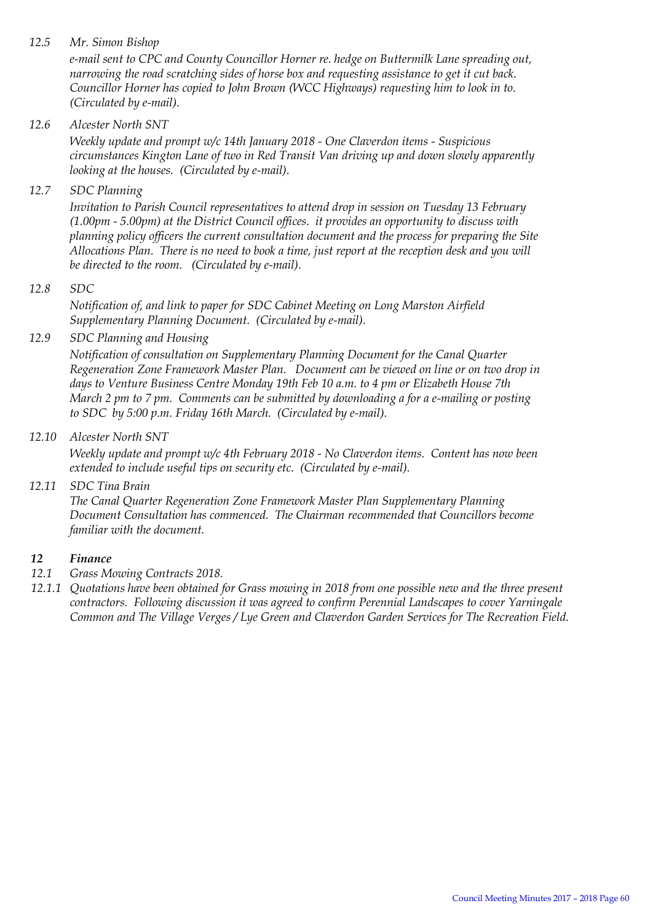*12.5 Mr. Simon Bishop*

*e-mail sent to CPC and County Councillor Horner re. hedge on Buttermilk Lane spreading out, narrowing the road scratching sides of horse box and requesting assistance to get it cut back. Councillor Horner has copied to John Brown (WCC Highways) requesting him to look in to. (Circulated by e-mail).*

*12.6 Alcester North SNT*

*Weekly update and prompt w/c 14th January 2018 - One Claverdon items - Suspicious circumstances Kington Lane of two in Red Transit Van driving up and down slowly apparently looking at the houses. (Circulated by e-mail).*

*12.7 SDC Planning*

*Invitation to Parish Council representatives to attend drop in session on Tuesday 13 February (1.00pm - 5.00pm) at the District Council offices. it provides an opportunity to discuss with planning policy officers the current consultation document and the process for preparing the Site Allocations Plan. There is no need to book a time, just report at the reception desk and you will be directed to the room. (Circulated by e-mail).*

*12.8 SDC*

*Notification of, and link to paper for SDC Cabinet Meeting on Long Marston Airfield Supplementary Planning Document. (Circulated by e-mail).*

*12.9 SDC Planning and Housing*

*Notification of consultation on Supplementary Planning Document for the Canal Quarter Regeneration Zone Framework Master Plan. Document can be viewed on line or on two drop in days to Venture Business Centre Monday 19th Feb 10 a.m. to 4 pm or Elizabeth House 7th March 2 pm to 7 pm. Comments can be submitted by downloading a for a e-mailing or posting to SDC by 5:00 p.m. Friday 16th March. (Circulated by e-mail).*

*12.10 Alcester North SNT*

*Weekly update and prompt w/c 4th February 2018 - No Claverdon items. Content has now been extended to include useful tips on security etc. (Circulated by e-mail).*

*12.11 SDC Tina Brain*

*The Canal Quarter Regeneration Zone Framework Master Plan Supplementary Planning Document Consultation has commenced. The Chairman recommended that Councillors become familiar with the document.*

***12 Finance***

*12.1 Grass Mowing Contracts 2018.*

*12.1.1 Quotations have been obtained for Grass mowing in 2018 from one possible new and the three present contractors. Following discussion it was agreed to confirm Perennial Landscapes to cover Yarningale Common and The Village Verges / Lye Green and Claverdon Garden Services for The Recreation Field.*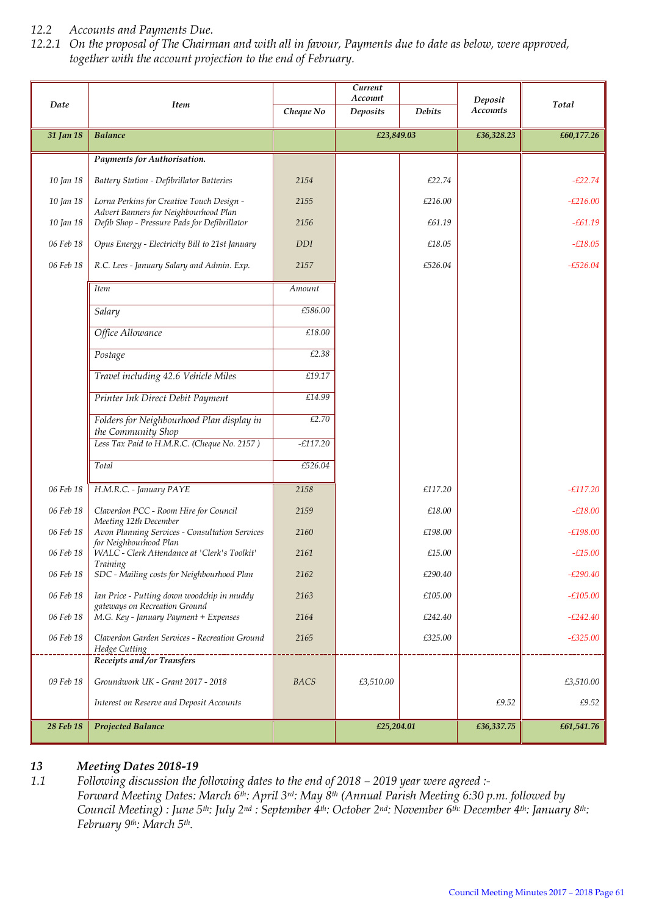*12.2 Accounts and Payments Due.*

*12.2.1 On the proposal of The Chairman and with all in favour, Payments due to date as below, were approved, together with the account projection to the end of February.*

| Date | Item | Cheque No | Current Account Deposits | Current Account Debits | Deposit Accounts | Total |
|---|---|---|---|---|---|---|
| **31 Jan 18** | **Balance** | | **£23,849.03** | | **£36,328.23** | **£60,177.26** |
| | **Payments for Authorisation.** | | | | | |
| 10 Jan 18 | Battery Station - Defibrillator Batteries | 2154 | | £22.74 | | -£22.74 |
| 10 Jan 18 | Lorna Perkins for Creative Touch Design - Advert Banners for Neighbourhood Plan | 2155 | | £216.00 | | -£216.00 |
| 10 Jan 18 | Defib Shop - Pressure Pads for Defibrillator | 2156 | | £61.19 | | -£61.19 |
| 06 Feb 18 | Opus Energy - Electricity Bill to 21st January | DDI | | £18.05 | | -£18.05 |
| 06 Feb 18 | R.C. Lees - January Salary and Admin. Exp. | 2157 | | £526.04 | | -£526.04 |
| 06 Feb 18 | H.M.R.C. - January PAYE | 2158 | | £117.20 | | -£117.20 |
| 06 Feb 18 | Claverdon PCC - Room Hire for Council Meeting 12th December | 2159 | | £18.00 | | -£18.00 |
| 06 Feb 18 | Avon Planning Services - Consultation Services for Neighbourhood Plan | 2160 | | £198.00 | | -£198.00 |
| 06 Feb 18 | WALC - Clerk Attendance at 'Clerk's Toolkit' Training | 2161 | | £15.00 | | -£15.00 |
| 06 Feb 18 | SDC - Mailing costs for Neighbourhood Plan | 2162 | | £290.40 | | -£290.40 |
| 06 Feb 18 | Ian Price - Putting down woodchip in muddy gateways on Recreation Ground | 2163 | | £105.00 | | -£105.00 |
| 06 Feb 18 | M.G. Key - January Payment + Expenses | 2164 | | £242.40 | | -£242.40 |
| 06 Feb 18 | Claverdon Garden Services - Recreation Ground Hedge Cutting | 2165 | | £325.00 | | -£325.00 |
| | **Receipts and /or Transfers** | | | | | |
| 09 Feb 18 | Groundwork UK - Grant 2017 - 2018 | BACS | £3,510.00 | | | £3,510.00 |
| | Interest on Reserve and Deposit Accounts | | | | £9.52 | £9.52 |
| **28 Feb 18** | **Projected Balance** | | **£25,204.01** | | **£36,337.75** | **£61,541.76** |

Breakdown of R.C. Lees - January Salary and Admin. Exp.:

| Item | Amount |
|---|---|
| Salary | £586.00 |
| Office Allowance | £18.00 |
| Postage | £2.38 |
| Travel including 42.6 Vehicle Miles | £19.17 |
| Printer Ink Direct Debit Payment | £14.99 |
| Folders for Neighbourhood Plan display in the Community Shop | £2.70 |
| Less Tax Paid to H.M.R.C. (Cheque No. 2157 ) | -£117.20 |
| Total | £526.04 |

## *13 Meeting Dates 2018-19*

*1.1 Following discussion the following dates to the end of 2018 – 2019 year were agreed :- Forward Meeting Dates: March 6th: April 3rd: May 8th (Annual Parish Meeting 6:30 p.m. followed by Council Meeting) : June 5th: July 2nd : September 4th: October 2nd: November 6th: December 4th: January 8th: February 9th: March 5th.*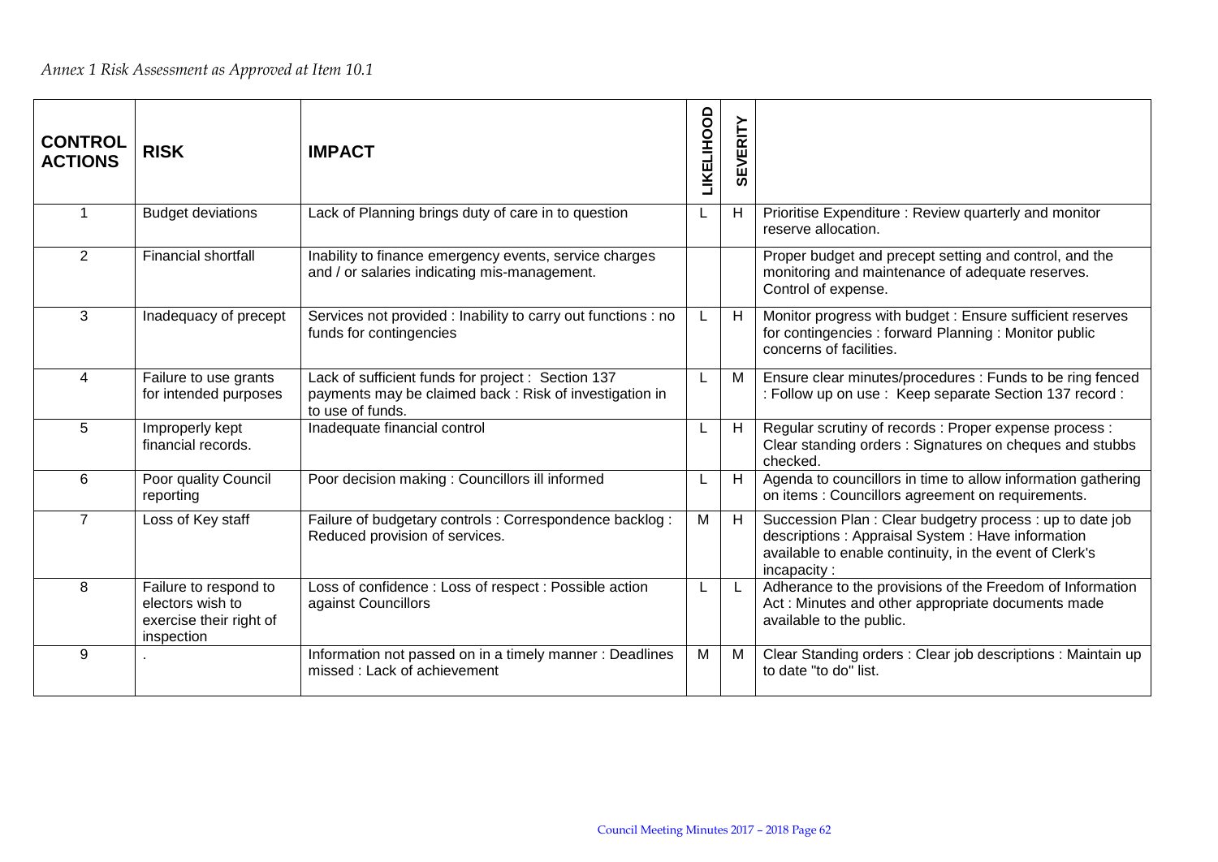*Annex 1 Risk Assessment as Approved at Item 10.1*

| CONTROL ACTIONS | RISK | IMPACT | LIKELIHOOD | SEVERITY | |
|---|---|---|---|---|---|
| 1 | Budget deviations | Lack of Planning brings duty of care in to question | L | H | Prioritise Expenditure : Review quarterly and monitor reserve allocation. |
| 2 | Financial shortfall | Inability to finance emergency events, service charges and / or salaries indicating mis-management. | | | Proper budget and precept setting and control, and the monitoring and maintenance of adequate reserves. Control of expense. |
| 3 | Inadequacy of precept | Services not provided : Inability to carry out functions : no funds for contingencies | L | H | Monitor progress with budget : Ensure sufficient reserves for contingencies : forward Planning : Monitor public concerns of facilities. |
| 4 | Failure to use grants for intended purposes | Lack of sufficient funds for project : Section 137 payments may be claimed back : Risk of investigation in to use of funds. | L | M | Ensure clear minutes/procedures : Funds to be ring fenced : Follow up on use : Keep separate Section 137 record : |
| 5 | Improperly kept financial records. | Inadequate financial control | L | H | Regular scrutiny of records : Proper expense process : Clear standing orders : Signatures on cheques and stubbs checked. |
| 6 | Poor quality Council reporting | Poor decision making : Councillors ill informed | L | H | Agenda to councillors in time to allow information gathering on items : Councillors agreement on requirements. |
| 7 | Loss of Key staff | Failure of budgetary controls : Correspondence backlog : Reduced provision of services. | M | H | Succession Plan : Clear budgetry process : up to date job descriptions : Appraisal System : Have information available to enable continuity, in the event of Clerk's incapacity : |
| 8 | Failure to respond to electors wish to exercise their right of inspection | Loss of confidence : Loss of respect : Possible action against Councillors | L | L | Adherance to the provisions of the Freedom of Information Act : Minutes and other appropriate documents made available to the public. |
| 9 | . | Information not passed on in a timely manner : Deadlines missed : Lack of achievement | M | M | Clear Standing orders : Clear job descriptions : Maintain up to date "to do" list. |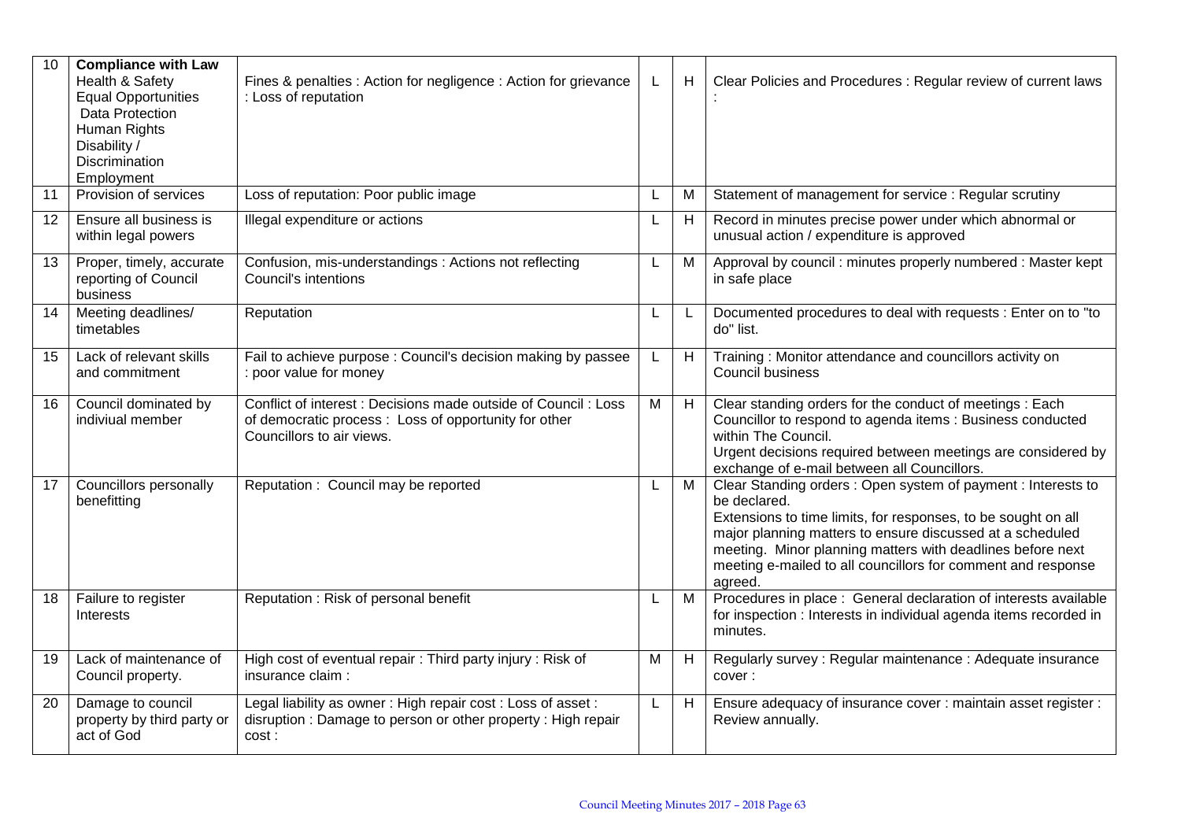| 10 | **Compliance with Law** Health & Safety Equal Opportunities Data Protection Human Rights Disability / Discrimination Employment | Fines & penalties : Action for negligence : Action for grievance : Loss of reputation | L | H | Clear Policies and Procedures : Regular review of current laws : |
|---|---|---|---|---|---|
| 11 | Provision of services | Loss of reputation: Poor public image | L | M | Statement of management for service : Regular scrutiny |
| 12 | Ensure all business is within legal powers | Illegal expenditure or actions | L | H | Record in minutes precise power under which abnormal or unusual action / expenditure is approved |
| 13 | Proper, timely, accurate reporting of Council business | Confusion, mis-understandings : Actions not reflecting Council's intentions | L | M | Approval by council : minutes properly numbered : Master kept in safe place |
| 14 | Meeting deadlines/ timetables | Reputation | L | L | Documented procedures to deal with requests : Enter on to "to do" list. |
| 15 | Lack of relevant skills and commitment | Fail to achieve purpose : Council's decision making by passee : poor value for money | L | H | Training : Monitor attendance and councillors activity on Council business |
| 16 | Council dominated by indiviual member | Conflict of interest : Decisions made outside of Council : Loss of democratic process : Loss of opportunity for other Councillors to air views. | M | H | Clear standing orders for the conduct of meetings : Each Councillor to respond to agenda items : Business conducted within The Council. Urgent decisions required between meetings are considered by exchange of e-mail between all Councillors. |
| 17 | Councillors personally benefitting | Reputation : Council may be reported | L | M | Clear Standing orders : Open system of payment : Interests to be declared. Extensions to time limits, for responses, to be sought on all major planning matters to ensure discussed at a scheduled meeting. Minor planning matters with deadlines before next meeting e-mailed to all councillors for comment and response agreed. |
| 18 | Failure to register Interests | Reputation : Risk of personal benefit | L | M | Procedures in place : General declaration of interests available for inspection : Interests in individual agenda items recorded in minutes. |
| 19 | Lack of maintenance of Council property. | High cost of eventual repair : Third party injury : Risk of insurance claim : | M | H | Regularly survey : Regular maintenance : Adequate insurance cover : |
| 20 | Damage to council property by third party or act of God | Legal liability as owner : High repair cost : Loss of asset : disruption : Damage to person or other property : High repair cost : | L | H | Ensure adequacy of insurance cover : maintain asset register : Review annually. |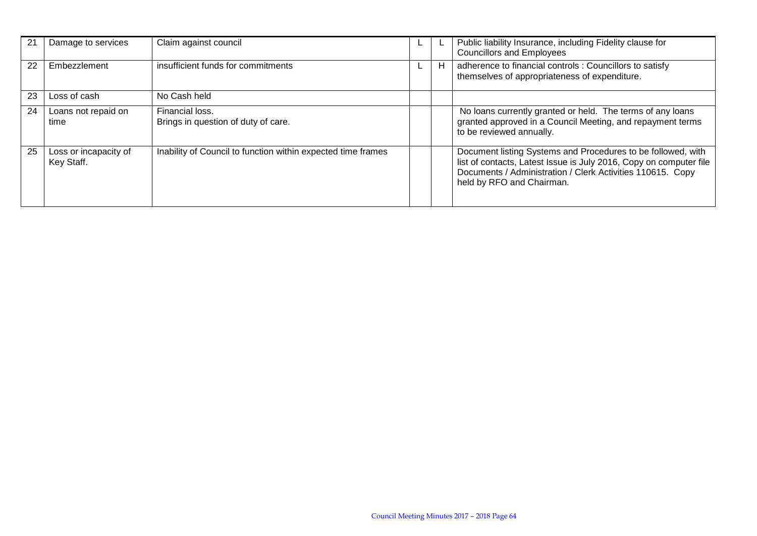| | | | | | |
|---|---|---|---|---|---|
| 21 | Damage to services | Claim against council | L | L | Public liability Insurance, including Fidelity clause for Councillors and Employees |
| 22 | Embezzlement | insufficient funds for commitments | L | H | adherence to financial controls : Councillors to satisfy themselves of appropriateness of expenditure. |
| 23 | Loss of cash | No Cash held | | | |
| 24 | Loans not repaid on time | Financial loss.<br>Brings in question of duty of care. | | | No loans currently granted or held. The terms of any loans granted approved in a Council Meeting, and repayment terms to be reviewed annually. |
| 25 | Loss or incapacity of Key Staff. | Inability of Council to function within expected time frames | | | Document listing Systems and Procedures to be followed, with list of contacts, Latest Issue is July 2016, Copy on computer file Documents / Administration / Clerk Activities 110615. Copy held by RFO and Chairman. |